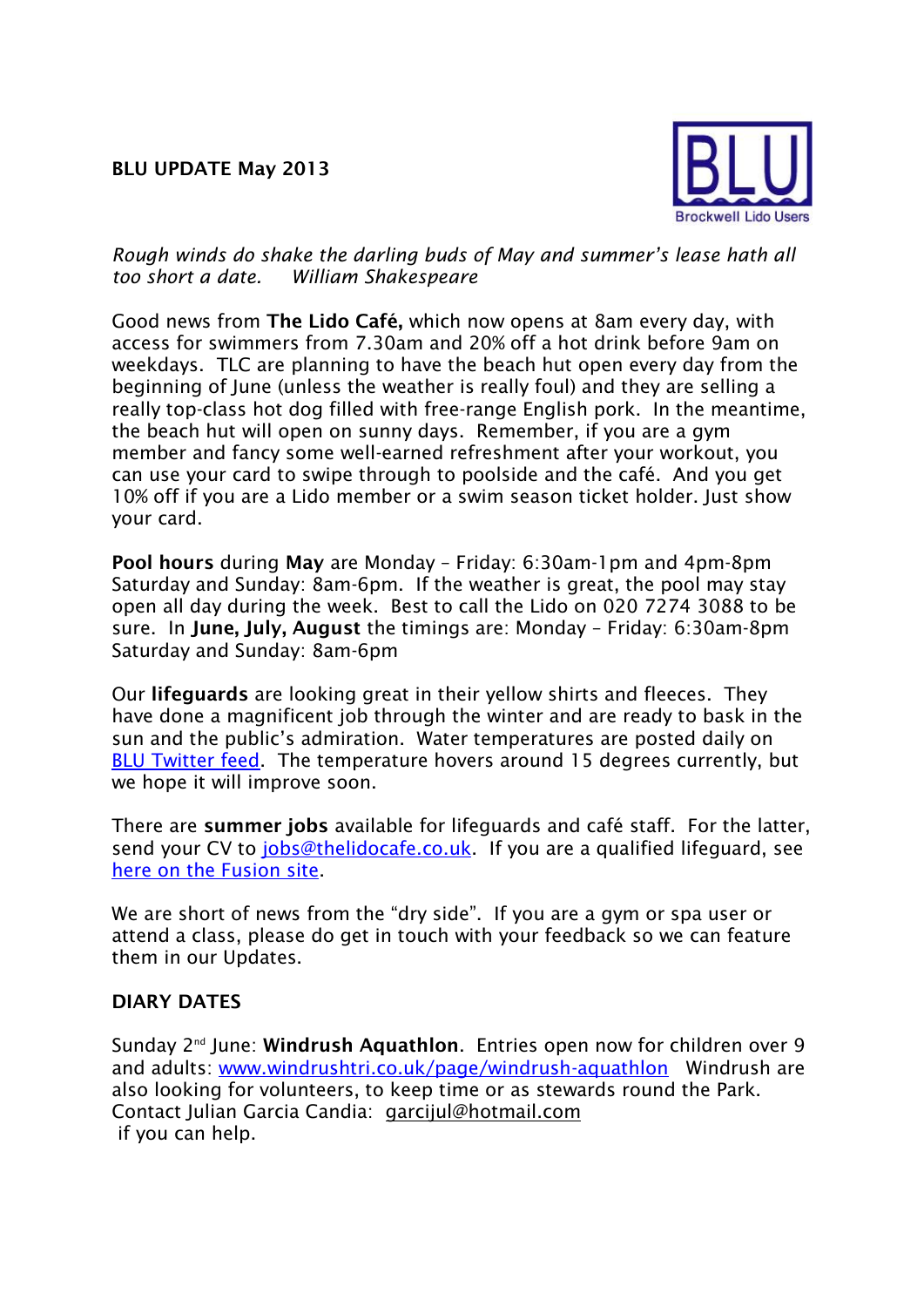**BLU UPDATE May 2013**

BLU
Brockwell Lido Users

*Rough winds do shake the darling buds of May and summer's lease hath all too short a date. William Shakespeare*

Good news from **The Lido Café,** which now opens at 8am every day, with access for swimmers from 7.30am and 20% off a hot drink before 9am on weekdays. TLC are planning to have the beach hut open every day from the beginning of June (unless the weather is really foul) and they are selling a really top-class hot dog filled with free-range English pork. In the meantime, the beach hut will open on sunny days. Remember, if you are a gym member and fancy some well-earned refreshment after your workout, you can use your card to swipe through to poolside and the café. And you get 10% off if you are a Lido member or a swim season ticket holder. Just show your card.

**Pool hours** during **May** are Monday – Friday: 6:30am-1pm and 4pm-8pm Saturday and Sunday: 8am-6pm. If the weather is great, the pool may stay open all day during the week. Best to call the Lido on 020 7274 3088 to be sure. In **June, July, August** the timings are: Monday – Friday: 6:30am-8pm Saturday and Sunday: 8am-6pm

Our **lifeguards** are looking great in their yellow shirts and fleeces. They have done a magnificent job through the winter and are ready to bask in the sun and the public's admiration. Water temperatures are posted daily on BLU Twitter feed. The temperature hovers around 15 degrees currently, but we hope it will improve soon.

There are **summer jobs** available for lifeguards and café staff. For the latter, send your CV to jobs@thelidocafe.co.uk. If you are a qualified lifeguard, see here on the Fusion site.

We are short of news from the "dry side". If you are a gym or spa user or attend a class, please do get in touch with your feedback so we can feature them in our Updates.

**DIARY DATES**

Sunday 2nd June: **Windrush Aquathlon**. Entries open now for children over 9 and adults: www.windrushtri.co.uk/page/windrush-aquathlon Windrush are also looking for volunteers, to keep time or as stewards round the Park. Contact Julian Garcia Candia: garcijul@hotmail.com if you can help.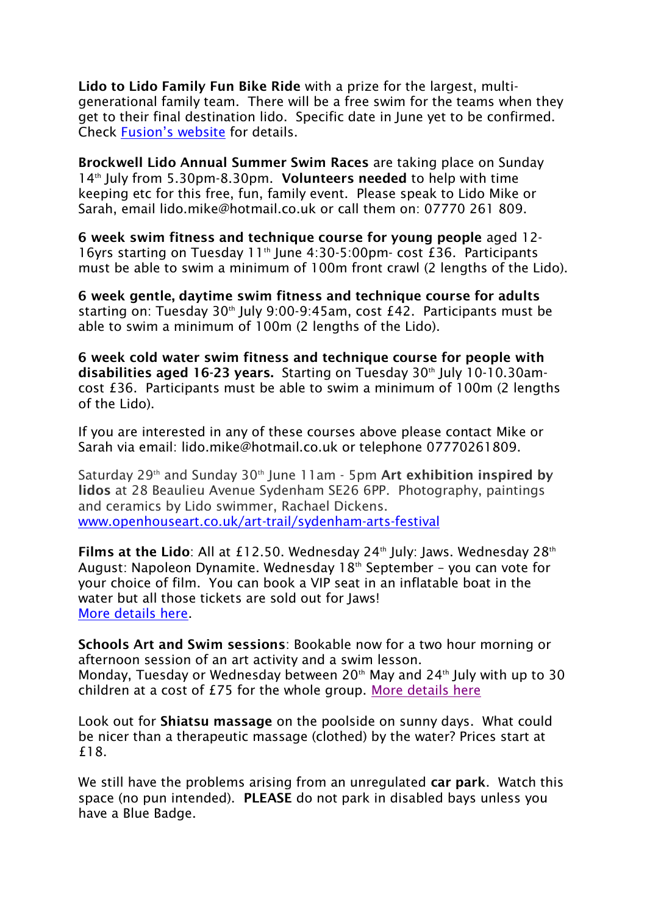**Lido to Lido Family Fun Bike Ride** with a prize for the largest, multi-generational family team. There will be a free swim for the teams when they get to their final destination lido. Specific date in June yet to be confirmed. Check [Fusion's website](#) for details.

**Brockwell Lido Annual Summer Swim Races** are taking place on Sunday 14th July from 5.30pm-8.30pm. **Volunteers needed** to help with time keeping etc for this free, fun, family event. Please speak to Lido Mike or Sarah, email lido.mike@hotmail.co.uk or call them on: 07770 261 809.

**6 week swim fitness and technique course for young people** aged 12-16yrs starting on Tuesday 11th June 4:30-5:00pm- cost £36. Participants must be able to swim a minimum of 100m front crawl (2 lengths of the Lido).

**6 week gentle, daytime swim fitness and technique course for adults** starting on: Tuesday 30th July 9:00-9:45am, cost £42. Participants must be able to swim a minimum of 100m (2 lengths of the Lido).

**6 week cold water swim fitness and technique course for people with disabilities aged 16-23 years.** Starting on Tuesday 30th July 10-10.30am- cost £36. Participants must be able to swim a minimum of 100m (2 lengths of the Lido).

If you are interested in any of these courses above please contact Mike or Sarah via email: lido.mike@hotmail.co.uk or telephone 07770261809.

Saturday 29th and Sunday 30th June 11am - 5pm **Art exhibition inspired by lidos** at 28 Beaulieu Avenue Sydenham SE26 6PP. Photography, paintings and ceramics by Lido swimmer, Rachael Dickens.
[www.openhouseart.co.uk/art-trail/sydenham-arts-festival](www.openhouseart.co.uk/art-trail/sydenham-arts-festival)

**Films at the Lido**: All at £12.50. Wednesday 24th July: Jaws. Wednesday 28th August: Napoleon Dynamite. Wednesday 18th September – you can vote for your choice of film. You can book a VIP seat in an inflatable boat in the water but all those tickets are sold out for Jaws!
[More details here](#).

**Schools Art and Swim sessions**: Bookable now for a two hour morning or afternoon session of an art activity and a swim lesson.
Monday, Tuesday or Wednesday between 20th May and 24th July with up to 30 children at a cost of £75 for the whole group. [More details here](#)

Look out for **Shiatsu massage** on the poolside on sunny days. What could be nicer than a therapeutic massage (clothed) by the water? Prices start at £18.

We still have the problems arising from an unregulated **car park**. Watch this space (no pun intended). **PLEASE** do not park in disabled bays unless you have a Blue Badge.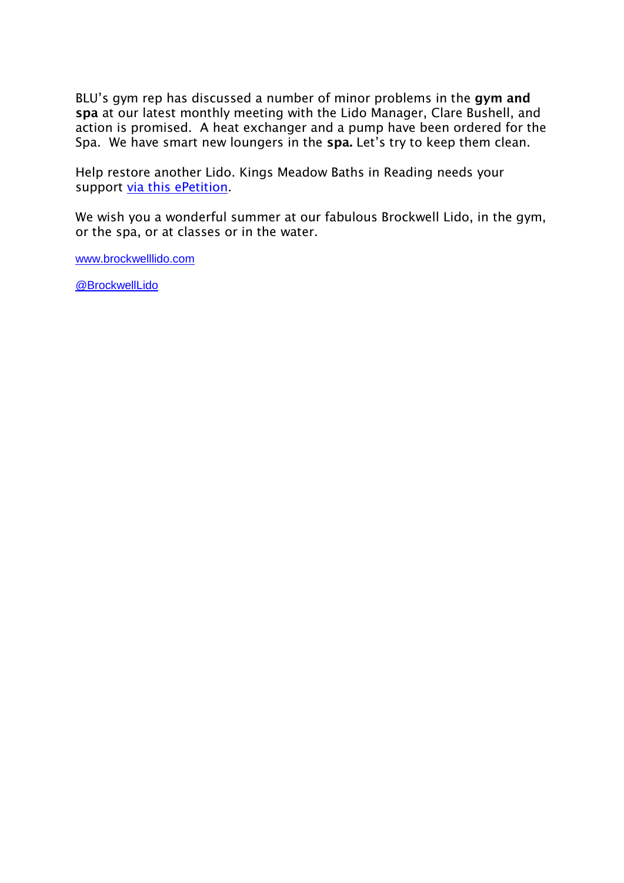BLU's gym rep has discussed a number of minor problems in the **gym and spa** at our latest monthly meeting with the Lido Manager, Clare Bushell, and action is promised.  A heat exchanger and a pump have been ordered for the Spa.  We have smart new loungers in the **spa.** Let's try to keep them clean.

Help restore another Lido. Kings Meadow Baths in Reading needs your support via this ePetition.

We wish you a wonderful summer at our fabulous Brockwell Lido, in the gym, or the spa, or at classes or in the water.

www.brockwelllido.com

@BrockwellLido